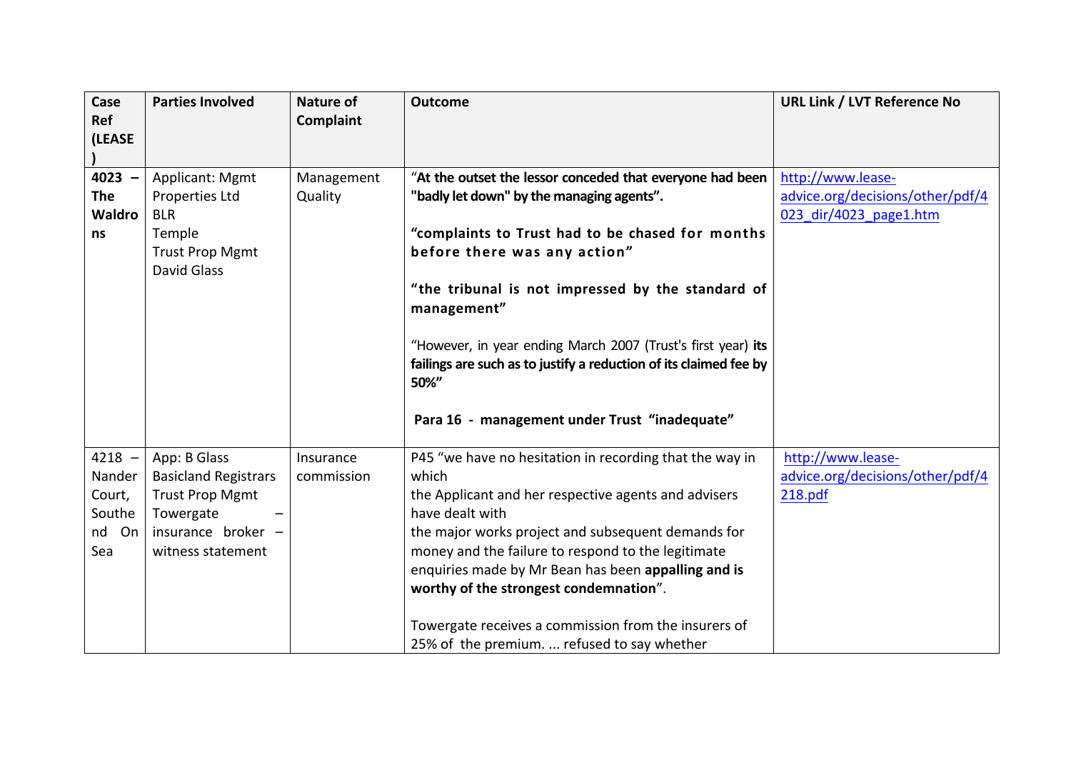| Case Ref (LEASE) | Parties Involved | Nature of Complaint | Outcome | URL Link / LVT Reference No |
|---|---|---|---|---|
| **4023 – The Waldrons** | Applicant: Mgmt Properties Ltd<br>BLR<br>Temple<br>Trust Prop Mgmt<br>David Glass | Management Quality | "**At the outset the lessor conceded that everyone had been "badly let down" by the managing agents".**<br><br>**"complaints to Trust had to be chased for months before there was any action"**<br><br>**"the tribunal is not impressed by the standard of management"**<br><br>"However, in year ending March 2007 (Trust's first year) **its failings are such as to justify a reduction of its claimed fee by 50%"**<br><br>**Para 16 - management under Trust "inadequate"** | http://www.lease-advice.org/decisions/other/pdf/4023_dir/4023_page1.htm |
| 4218 – Nander Court, Southend On Sea | App: B Glass<br>Basicland Registrars<br>Trust Prop Mgmt<br>Towergate – insurance broker – witness statement | Insurance commission | P45 "we have no hesitation in recording that the way in which the Applicant and her respective agents and advisers have dealt with the major works project and subsequent demands for money and the failure to respond to the legitimate enquiries made by Mr Bean has been **appalling and is worthy of the strongest condemnation**".<br><br>Towergate receives a commission from the insurers of 25% of the premium. ... refused to say whether | http://www.lease-advice.org/decisions/other/pdf/4218.pdf |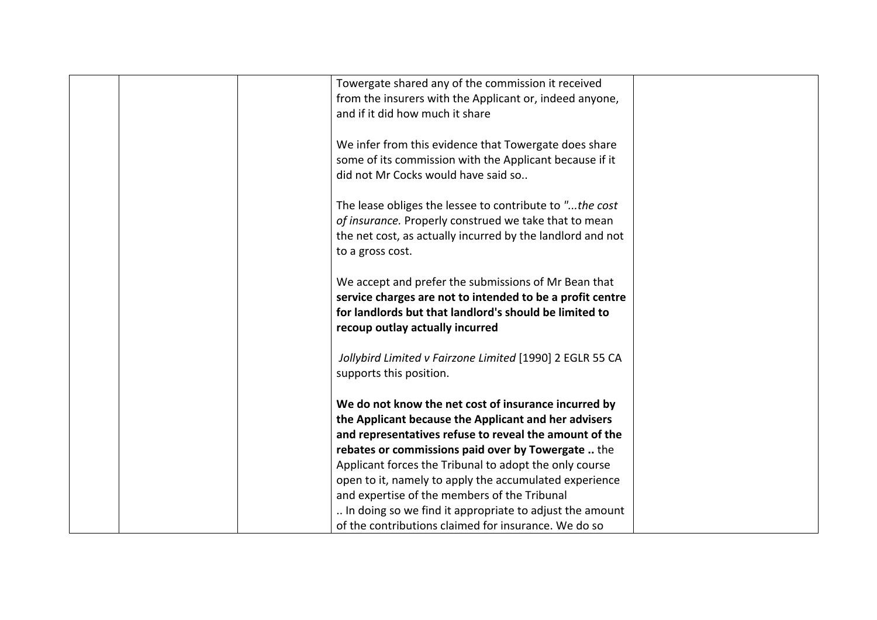|  |  |  | Towergate shared any of the commission it received from the insurers with the Applicant or, indeed anyone, and if it did how much it share<br><br>We infer from this evidence that Towergate does share some of its commission with the Applicant because if it did not Mr Cocks would have said so..<br><br>The lease obliges the lessee to contribute to *"...the cost of insurance.* Properly construed we take that to mean the net cost, as actually incurred by the landlord and not to a gross cost.<br><br>We accept and prefer the submissions of Mr Bean that **service charges are not to intended to be a profit centre for landlords but that landlord's should be limited to recoup outlay actually incurred**<br><br>*Jollybird Limited v Fairzone Limited* [1990] 2 EGLR 55 CA supports this position.<br><br>**We do not know the net cost of insurance incurred by the Applicant because the Applicant and her advisers and representatives refuse to reveal the amount of the rebates or commissions paid over by Towergate ..** the Applicant forces the Tribunal to adopt the only course open to it, namely to apply the accumulated experience and expertise of the members of the Tribunal<br>.. In doing so we find it appropriate to adjust the amount of the contributions claimed for insurance. We do so |  |
|---|---|---|---|---|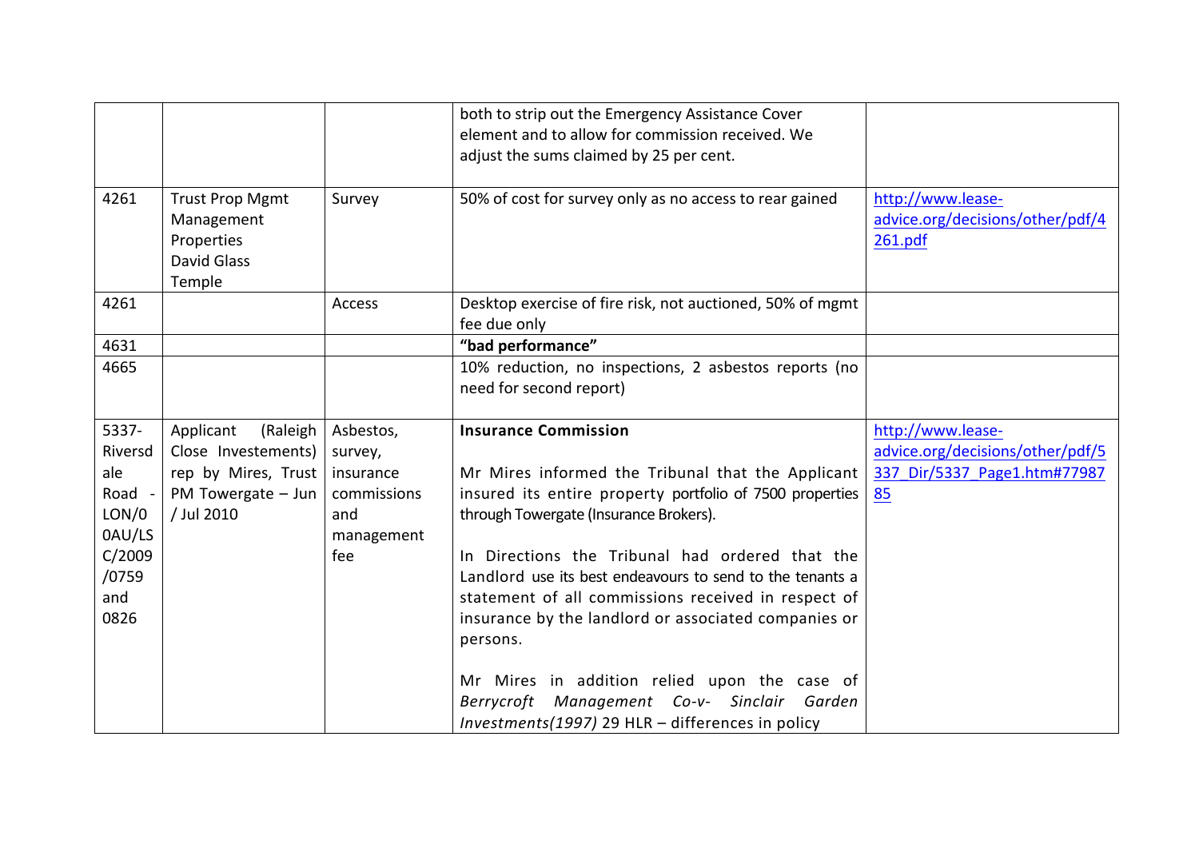| | | | | |
|---|---|---|---|---|
| | | | both to strip out the Emergency Assistance Cover element and to allow for commission received. We adjust the sums claimed by 25 per cent. | |
| 4261 | Trust Prop Mgmt Management Properties David Glass Temple | Survey | 50% of cost for survey only as no access to rear gained | http://www.lease-advice.org/decisions/other/pdf/4261.pdf |
| 4261 | | Access | Desktop exercise of fire risk, not auctioned, 50% of mgmt fee due only | |
| 4631 | | | **"bad performance"** | |
| 4665 | | | 10% reduction, no inspections, 2 asbestos reports (no need for second report) | |
| 5337-Riversdale Road - LON/00AU/LSC/2009/0759 and 0826 | Applicant (Raleigh Close Investements) rep by Mires, Trust PM Towergate – Jun / Jul 2010 | Asbestos, survey, insurance commissions and management fee | **Insurance Commission**<br><br>Mr Mires informed the Tribunal that the Applicant insured its entire property portfolio of 7500 properties through Towergate (Insurance Brokers).<br><br>In Directions the Tribunal had ordered that the Landlord use its best endeavours to send to the tenants a statement of all commissions received in respect of insurance by the landlord or associated companies or persons.<br><br>Mr Mires in addition relied upon the case of *Berrycroft Management Co-v- Sinclair Garden Investments(1997)* 29 HLR – differences in policy | http://www.lease-advice.org/decisions/other/pdf/5337_Dir/5337_Page1.htm#7798785 |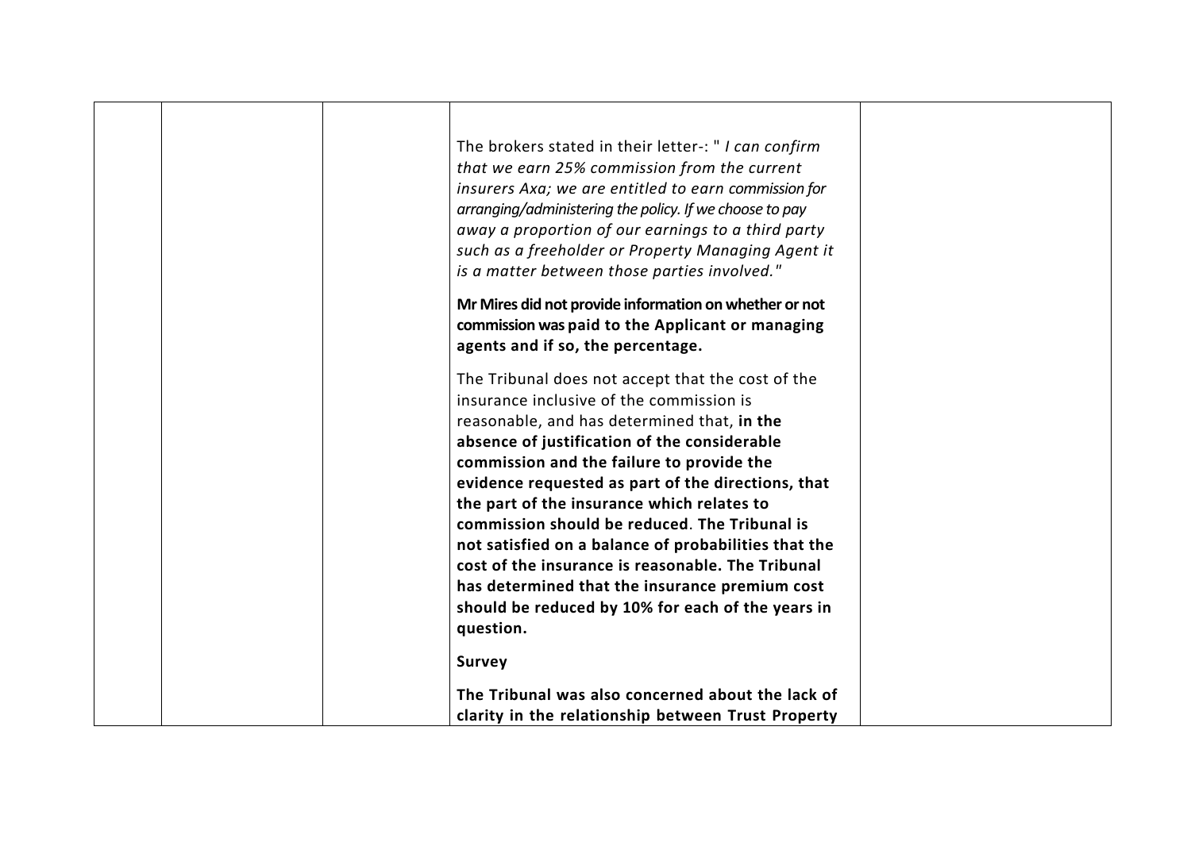| | | | | |
|---|---|---|---|---|
| | | | The brokers stated in their letter-: " *I can confirm that we earn 25% commission from the current insurers Axa; we are entitled to earn commission for arranging/administering the policy. If we choose to pay away a proportion of our earnings to a third party such as a freeholder or Property Managing Agent it is a matter between those parties involved.*"<br><br>**Mr Mires did not provide information on whether or not commission was paid to the Applicant or managing agents and if so, the percentage.**<br><br>The Tribunal does not accept that the cost of the insurance inclusive of the commission is reasonable, and has determined that, **in the absence of justification of the considerable commission and the failure to provide the evidence requested as part of the directions, that the part of the insurance which relates to commission should be reduced**. **The Tribunal is not satisfied on a balance of probabilities that the cost of the insurance is reasonable. The Tribunal has determined that the insurance premium cost should be reduced by 10% for each of the years in question.**<br><br>**Survey**<br><br>**The Tribunal was also concerned about the lack of clarity in the relationship between Trust Property** | |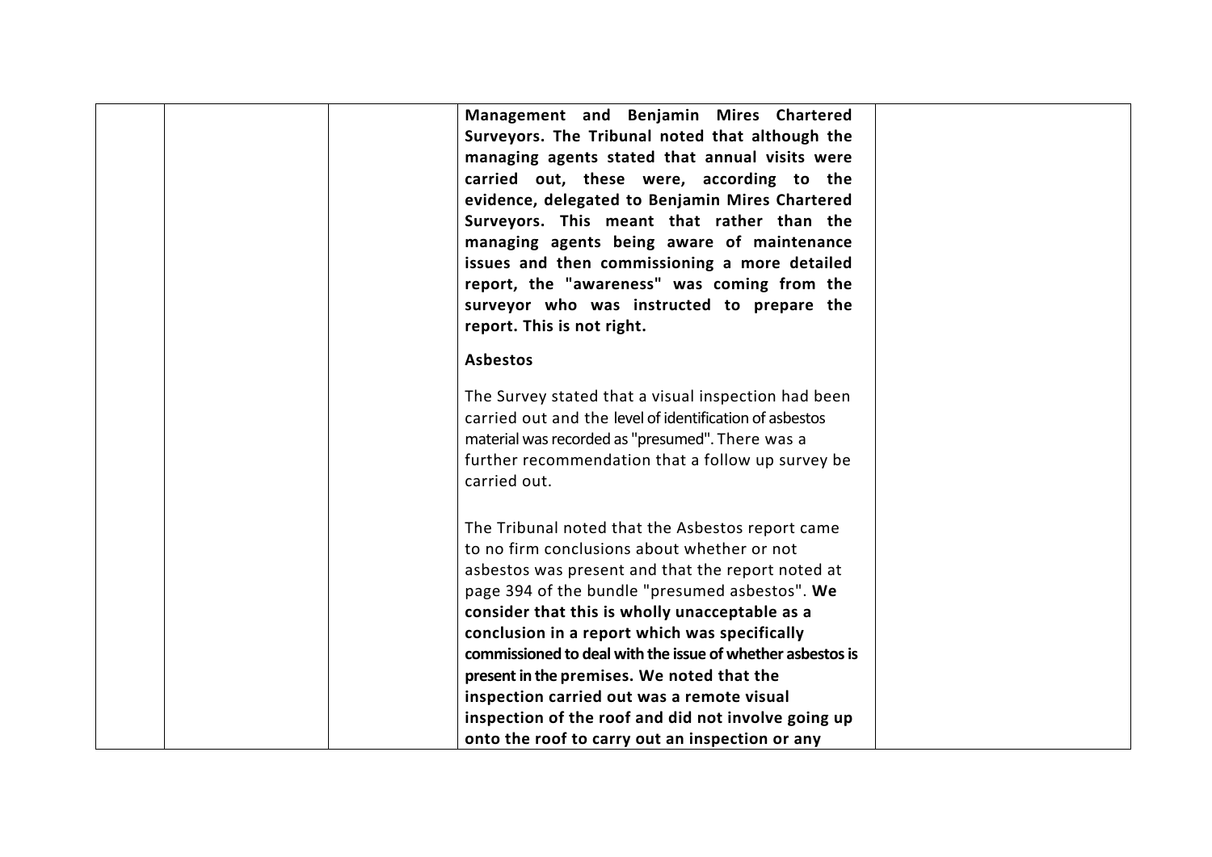| | | | | |
|---|---|---|---|---|
| | | | **Management and Benjamin Mires Chartered Surveyors. The Tribunal noted that although the managing agents stated that annual visits were carried out, these were, according to the evidence, delegated to Benjamin Mires Chartered Surveyors. This meant that rather than the managing agents being aware of maintenance issues and then commissioning a more detailed report, the "awareness" was coming from the surveyor who was instructed to prepare the report. This is not right.**<br><br>**Asbestos**<br><br>The Survey stated that a visual inspection had been carried out and the level of identification of asbestos material was recorded as "presumed". There was a further recommendation that a follow up survey be carried out.<br><br>The Tribunal noted that the Asbestos report came to no firm conclusions about whether or not asbestos was present and that the report noted at page 394 of the bundle "presumed asbestos". **We consider that this is wholly unacceptable as a conclusion in a report which was specifically commissioned to deal with the issue of whether asbestos is present in the premises. We noted that the inspection carried out was a remote visual inspection of the roof and did not involve going up onto the roof to carry out an inspection or any** | |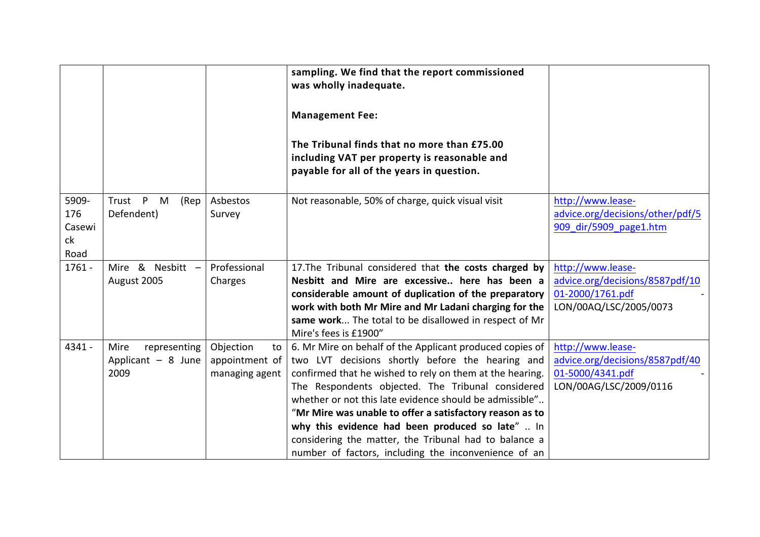|  |  |  |  |  |
|---|---|---|---|---|
|  |  |  | **sampling. We find that the report commissioned was wholly inadequate.**<br><br>**Management Fee:**<br><br>**The Tribunal finds that no more than £75.00 including VAT per property is reasonable and payable for all of the years in question.** |  |
| 5909- 176 Casewick Road | Trust P M (Rep Defendent) | Asbestos Survey | Not reasonable, 50% of charge, quick visual visit | http://www.lease-advice.org/decisions/other/pdf/5909_dir/5909_page1.htm |
| 1761 - | Mire & Nesbitt – August 2005 | Professional Charges | 17.The Tribunal considered that **the costs charged by Nesbitt and Mire are excessive.. here has been a considerable amount of duplication of the preparatory work with both Mr Mire and Mr Ladani charging for the same work**... The total to be disallowed in respect of Mr Mire's fees is £1900" | http://www.lease-advice.org/decisions/8587pdf/1001-2000/1761.pdf - LON/00AQ/LSC/2005/0073 |
| 4341 - | Mire representing Applicant – 8 June 2009 | Objection to appointment of managing agent | 6. Mr Mire on behalf of the Applicant produced copies of two LVT decisions shortly before the hearing and confirmed that he wished to rely on them at the hearing. The Respondents objected. The Tribunal considered whether or not this late evidence should be admissible".. "**Mr Mire was unable to offer a satisfactory reason as to why this evidence had been produced so late**" .. In considering the matter, the Tribunal had to balance a number of factors, including the inconvenience of an | http://www.lease-advice.org/decisions/8587pdf/4001-5000/4341.pdf - LON/00AG/LSC/2009/0116 |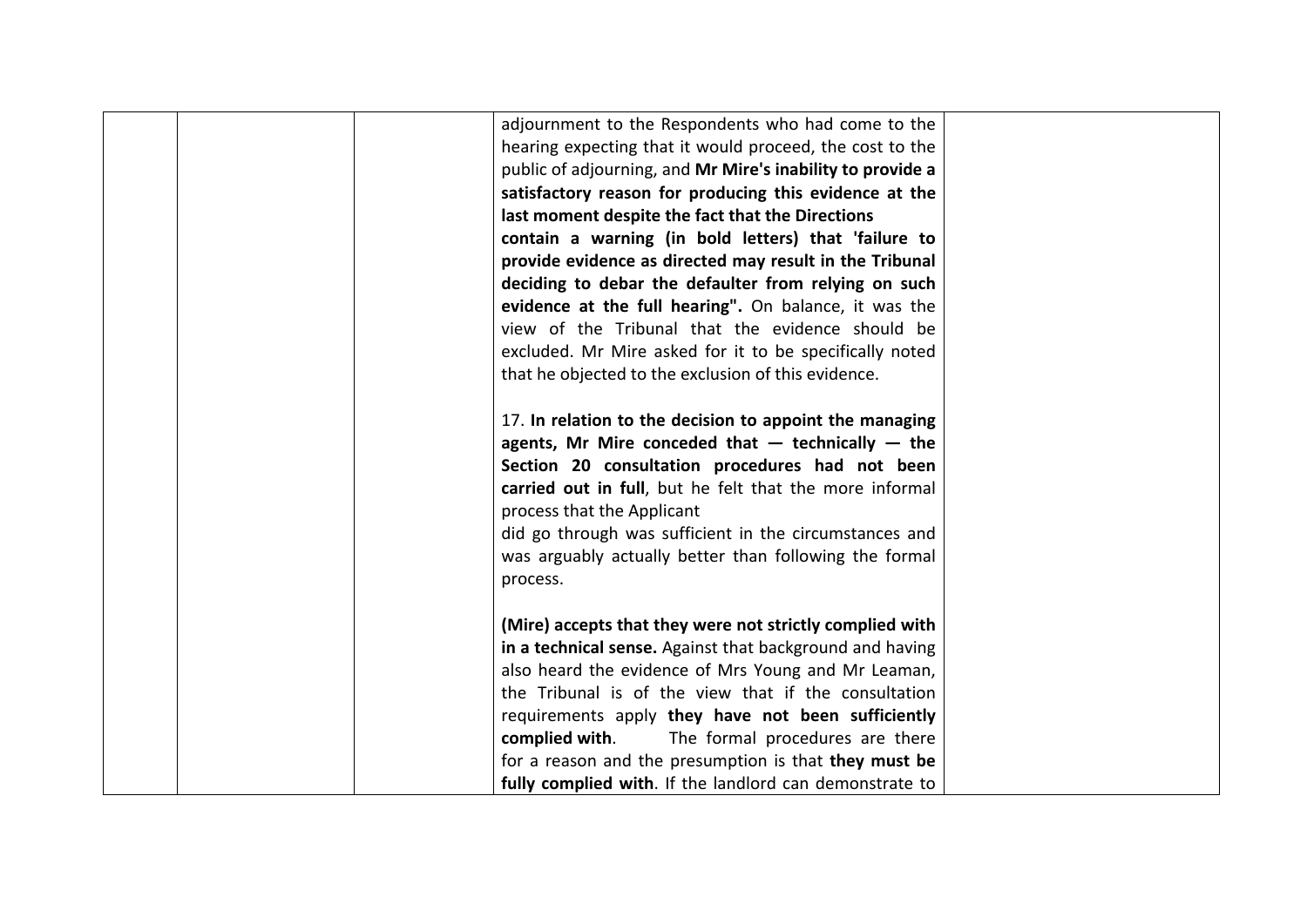| | | | | |
|---|---|---|---|---|
| | | | adjournment to the Respondents who had come to the hearing expecting that it would proceed, the cost to the public of adjourning, and **Mr Mire's inability to provide a satisfactory reason for producing this evidence at the last moment despite the fact that the Directions contain a warning (in bold letters) that 'failure to provide evidence as directed may result in the Tribunal deciding to debar the defaulter from relying on such evidence at the full hearing".** On balance, it was the view of the Tribunal that the evidence should be excluded. Mr Mire asked for it to be specifically noted that he objected to the exclusion of this evidence.<br><br>17. **In relation to the decision to appoint the managing agents, Mr Mire conceded that — technically — the Section 20 consultation procedures had not been carried out in full**, but he felt that the more informal process that the Applicant did go through was sufficient in the circumstances and was arguably actually better than following the formal process.<br><br>**(Mire) accepts that they were not strictly complied with in a technical sense.** Against that background and having also heard the evidence of Mrs Young and Mr Leaman, the Tribunal is of the view that if the consultation requirements apply **they have not been sufficiently complied with**. The formal procedures are there for a reason and the presumption is that **they must be fully complied with**. If the landlord can demonstrate to | |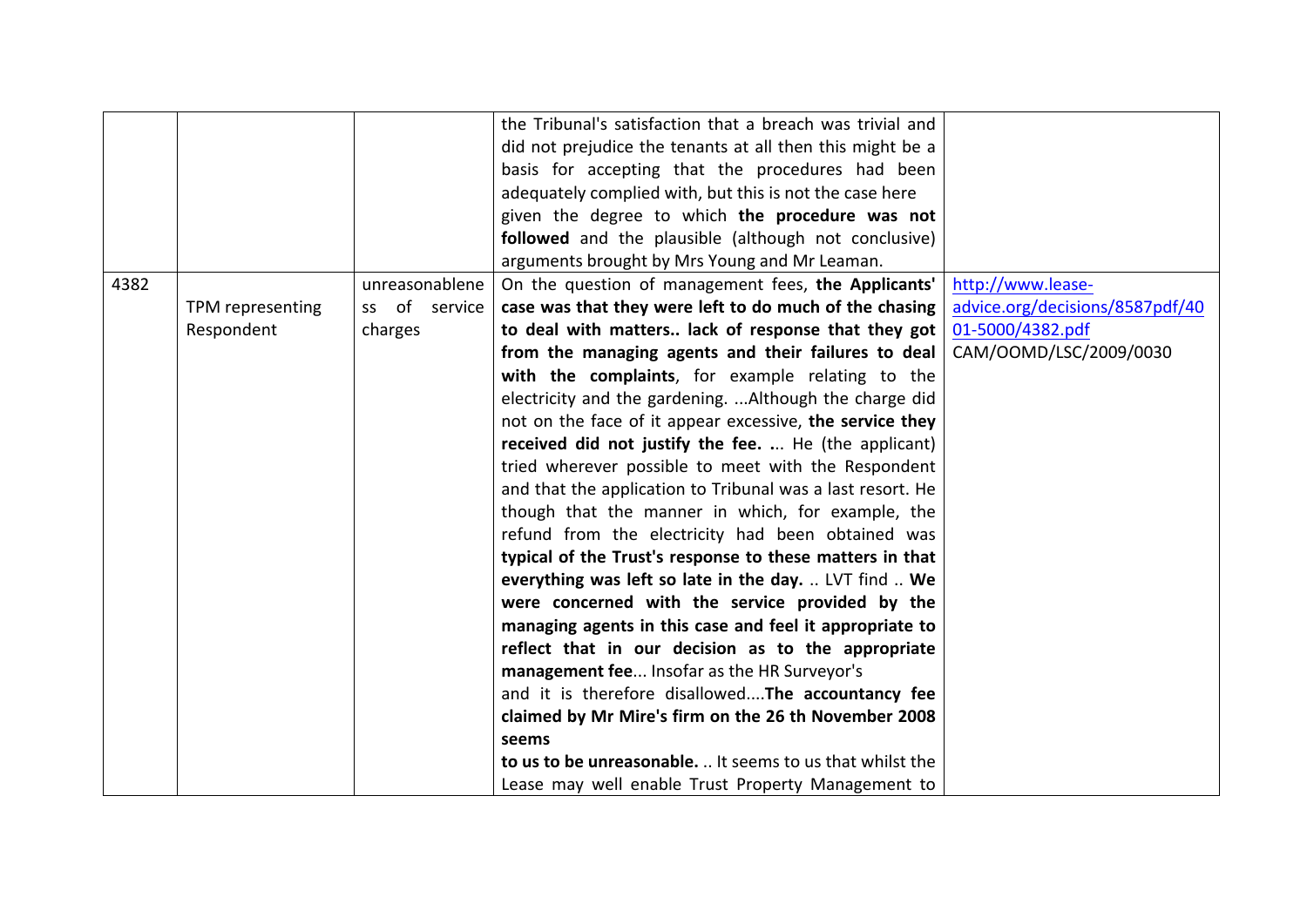| | | | | |
|---|---|---|---|---|
| | | | the Tribunal's satisfaction that a breach was trivial and did not prejudice the tenants at all then this might be a basis for accepting that the procedures had been adequately complied with, but this is not the case here given the degree to which **the procedure was not followed** and the plausible (although not conclusive) arguments brought by Mrs Young and Mr Leaman. | |
| 4382 | TPM representing Respondent | unreasonableness of service charges | On the question of management fees, **the Applicants' case was that they were left to do much of the chasing to deal with matters.. lack of response that they got from the managing agents and their failures to deal with the complaints**, for example relating to the electricity and the gardening. ...Although the charge did not on the face of it appear excessive, **the service they received did not justify the fee. ...** He (the applicant) tried wherever possible to meet with the Respondent and that the application to Tribunal was a last resort. He though that the manner in which, for example, the refund from the electricity had been obtained was **typical of the Trust's response to these matters in that everything was left so late in the day.** .. LVT find .. **We were concerned with the service provided by the managing agents in this case and feel it appropriate to reflect that in our decision as to the appropriate management fee**... Insofar as the HR Surveyor's and it is therefore disallowed....**The accountancy fee claimed by Mr Mire's firm on the 26 th November 2008 seems to us to be unreasonable.** .. It seems to us that whilst the Lease may well enable Trust Property Management to | [http://www.lease-advice.org/decisions/8587pdf/4001-5000/4382.pdf](http://www.lease-advice.org/decisions/8587pdf/4001-5000/4382.pdf) CAM/OOMD/LSC/2009/0030 |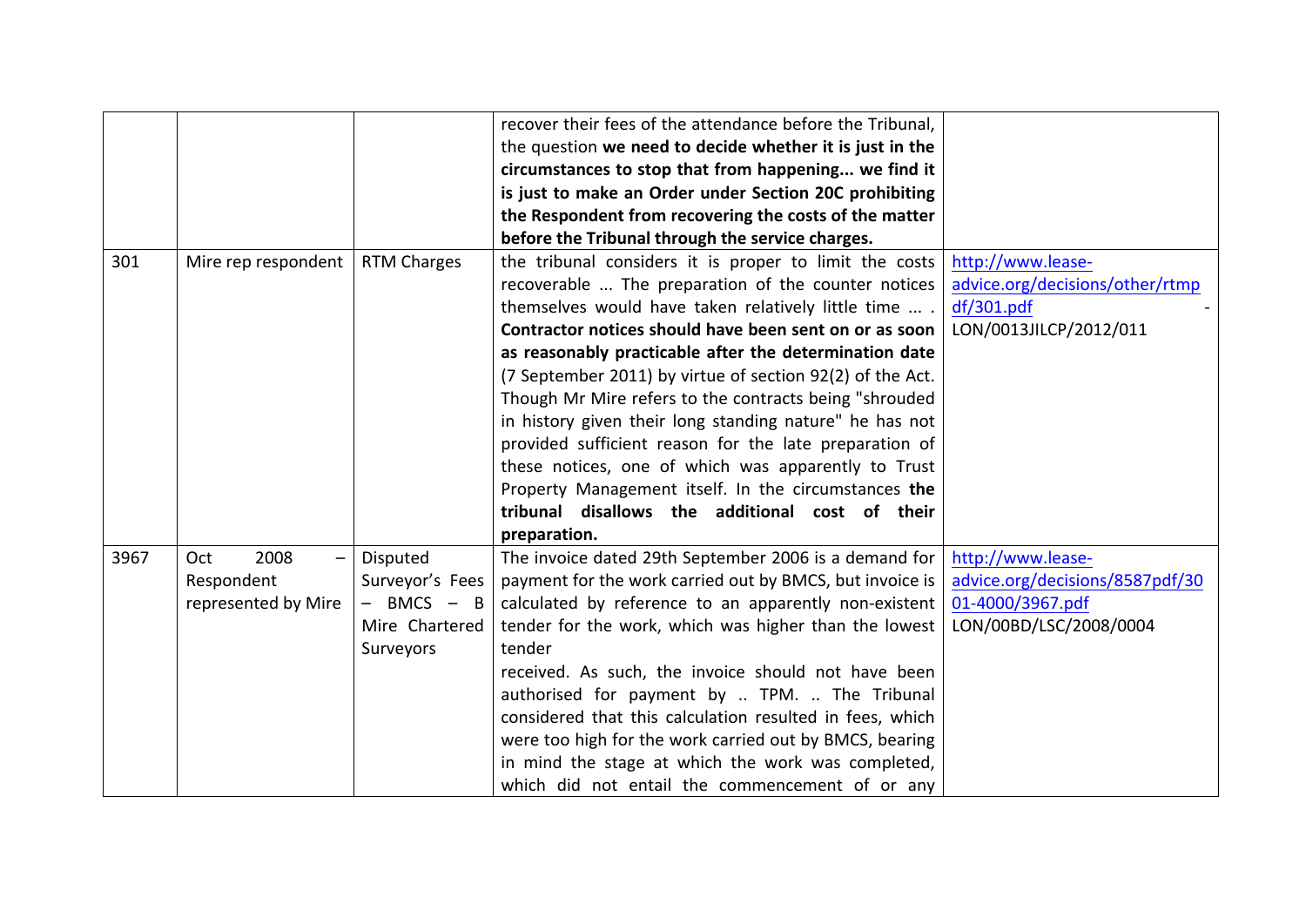| | | | | |
|---|---|---|---|---|
| | | | recover their fees of the attendance before the Tribunal, the question **we need to decide whether it is just in the circumstances to stop that from happening... we find it is just to make an Order under Section 20C prohibiting the Respondent from recovering the costs of the matter before the Tribunal through the service charges.** | |
| 301 | Mire rep respondent | RTM Charges | the tribunal considers it is proper to limit the costs recoverable ... The preparation of the counter notices themselves would have taken relatively little time ... . **Contractor notices should have been sent on or as soon as reasonably practicable after the determination date** (7 September 2011) by virtue of section 92(2) of the Act. Though Mr Mire refers to the contracts being "shrouded in history given their long standing nature" he has not provided sufficient reason for the late preparation of these notices, one of which was apparently to Trust Property Management itself. In the circumstances **the tribunal disallows the additional cost of their preparation.** | http://www.lease-advice.org/decisions/other/rtmpdf/301.pdf - LON/0013JILCP/2012/011 |
| 3967 | Oct 2008 – Respondent represented by Mire | Disputed Surveyor's Fees – BMCS – B Mire Chartered Surveyors | The invoice dated 29th September 2006 is a demand for payment for the work carried out by BMCS, but invoice is calculated by reference to an apparently non-existent tender for the work, which was higher than the lowest tender received. As such, the invoice should not have been authorised for payment by .. TPM. .. The Tribunal considered that this calculation resulted in fees, which were too high for the work carried out by BMCS, bearing in mind the stage at which the work was completed, which did not entail the commencement of or any | http://www.lease-advice.org/decisions/8587pdf/3001-4000/3967.pdf LON/00BD/LSC/2008/0004 |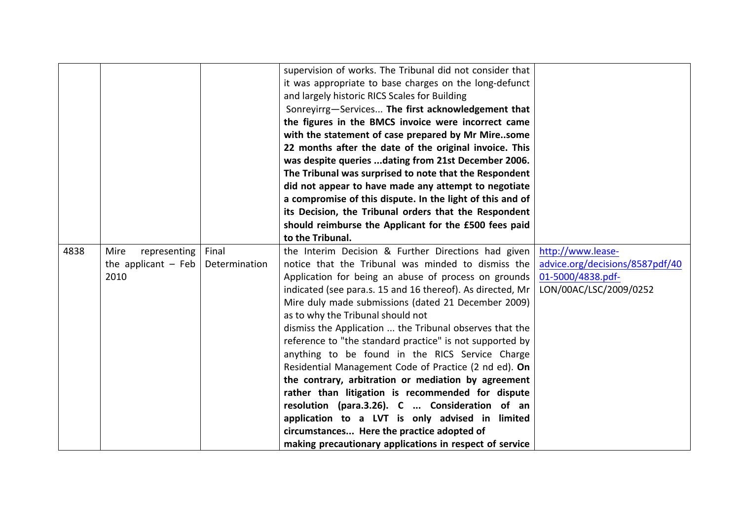| | | | | |
|---|---|---|---|---|
| | | | supervision of works. The Tribunal did not consider that it was appropriate to base charges on the long-defunct and largely historic RICS Scales for Building Sonreyirrg—Services... **The first acknowledgement that the figures in the BMCS invoice were incorrect came with the statement of case prepared by Mr Mire..some 22 months after the date of the original invoice. This was despite queries ...dating from 21st December 2006. The Tribunal was surprised to note that the Respondent did not appear to have made any attempt to negotiate a compromise of this dispute. In the light of this and of its Decision, the Tribunal orders that the Respondent should reimburse the Applicant for the £500 fees paid to the Tribunal.** | |
| 4838 | Mire representing the applicant – Feb 2010 | Final Determination | the Interim Decision & Further Directions had given notice that the Tribunal was minded to dismiss the Application for being an abuse of process on grounds indicated (see para.s. 15 and 16 thereof). As directed, Mr Mire duly made submissions (dated 21 December 2009) as to why the Tribunal should not dismiss the Application ... the Tribunal observes that the reference to "the standard practice" is not supported by anything to be found in the RICS Service Charge Residential Management Code of Practice (2 nd ed). **On the contrary, arbitration or mediation by agreement rather than litigation is recommended for dispute resolution (para.3.26). C ... Consideration of an application to a LVT is only advised in limited circumstances... Here the practice adopted of making precautionary applications in respect of service** | http://www.lease-advice.org/decisions/8587pdf/4001-5000/4838.pdf- LON/00AC/LSC/2009/0252 |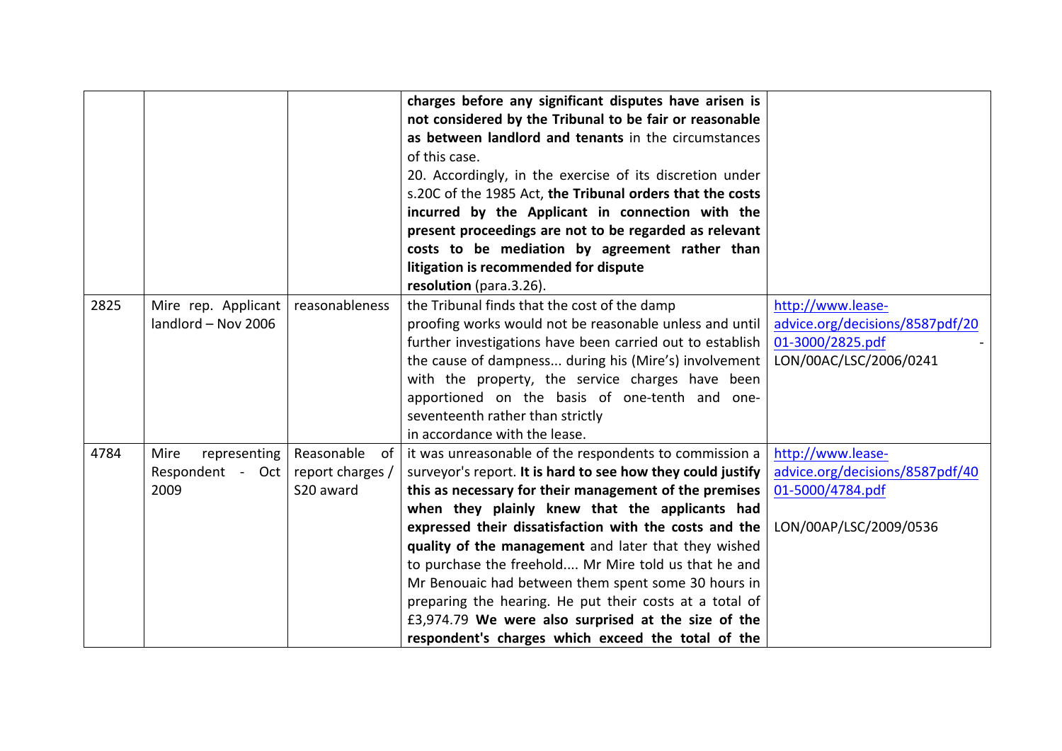| | | | | |
|---|---|---|---|---|
| | | | **charges before any significant disputes have arisen is not considered by the Tribunal to be fair or reasonable as between landlord and tenants** in the circumstances of this case.<br>20. Accordingly, in the exercise of its discretion under s.20C of the 1985 Act, **the Tribunal orders that the costs incurred by the Applicant in connection with the present proceedings are not to be regarded as relevant costs to be mediation by agreement rather than litigation is recommended for dispute resolution** (para.3.26). | |
| 2825 | Mire rep. Applicant landlord – Nov 2006 | reasonableness | the Tribunal finds that the cost of the damp proofing works would not be reasonable unless and until further investigations have been carried out to establish the cause of dampness... during his (Mire's) involvement with the property, the service charges have been apportioned on the basis of one-tenth and one-seventeenth rather than strictly in accordance with the lease. | http://www.lease-advice.org/decisions/8587pdf/2001-3000/2825.pdf -<br>LON/00AC/LSC/2006/0241 |
| 4784 | Mire representing Respondent - Oct 2009 | Reasonable of report charges / S20 award | it was unreasonable of the respondents to commission a surveyor's report. **It is hard to see how they could justify this as necessary for their management of the premises when they plainly knew that the applicants had expressed their dissatisfaction with the costs and the quality of the management** and later that they wished to purchase the freehold.... Mr Mire told us that he and Mr Benouaic had between them spent some 30 hours in preparing the hearing. He put their costs at a total of £3,974.79 **We were also surprised at the size of the respondent's charges which exceed the total of the** | http://www.lease-advice.org/decisions/8587pdf/4001-5000/4784.pdf<br><br>LON/00AP/LSC/2009/0536 |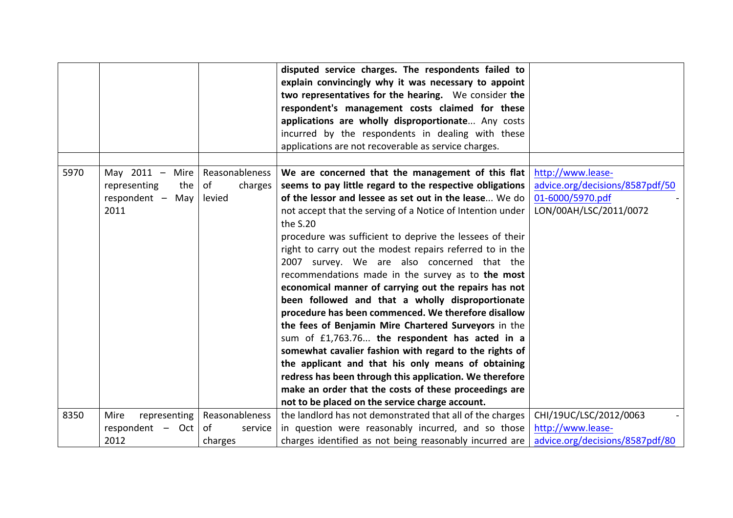|  |  |  |  |  |
|---|---|---|---|---|
|  |  |  | **disputed service charges. The respondents failed to explain convincingly why it was necessary to appoint two representatives for the hearing.** We consider **the respondent's management costs claimed for these applications are wholly disproportionate**... Any costs incurred by the respondents in dealing with these applications are not recoverable as service charges. |  |
|  |  |  |  |  |
| 5970 | May 2011 – Mire representing the respondent – May 2011 | Reasonableness of charges levied | **We are concerned that the management of this flat seems to pay little regard to the respective obligations of the lessor and lessee as set out in the lease**... We do not accept that the serving of a Notice of Intention under the S.20 procedure was sufficient to deprive the lessees of their right to carry out the modest repairs referred to in the 2007 survey. We are also concerned that the recommendations made in the survey as to **the most economical manner of carrying out the repairs has not been followed and that a wholly disproportionate procedure has been commenced. We therefore disallow the fees of Benjamin Mire Chartered Surveyors** in the sum of £1,763.76... **the respondent has acted in a somewhat cavalier fashion with regard to the rights of the applicant and that his only means of obtaining redress has been through this application. We therefore make an order that the costs of these proceedings are not to be placed on the service charge account.** | http://www.lease-advice.org/decisions/8587pdf/5001-6000/5970.pdf - LON/00AH/LSC/2011/0072 |
| 8350 | Mire representing respondent – Oct 2012 | Reasonableness of service charges | the landlord has not demonstrated that all of the charges in question were reasonably incurred, and so those charges identified as not being reasonably incurred are | CHI/19UC/LSC/2012/0063 - http://www.lease-advice.org/decisions/8587pdf/80 |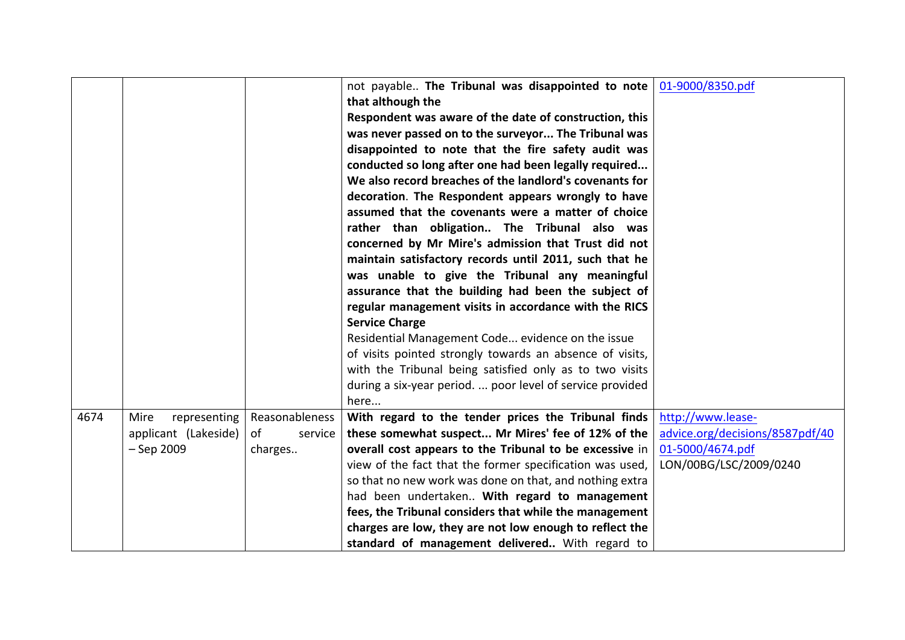| | | | | |
|---|---|---|---|---|
| | | | not payable.. **The Tribunal was disappointed to note that although the Respondent was aware of the date of construction, this was never passed on to the surveyor... The Tribunal was disappointed to note that the fire safety audit was conducted so long after one had been legally required... We also record breaches of the landlord's covenants for decoration**. **The Respondent appears wrongly to have assumed that the covenants were a matter of choice rather than obligation.. The Tribunal also was concerned by Mr Mire's admission that Trust did not maintain satisfactory records until 2011, such that he was unable to give the Tribunal any meaningful assurance that the building had been the subject of regular management visits in accordance with the RICS Service Charge** Residential Management Code... evidence on the issue of visits pointed strongly towards an absence of visits, with the Tribunal being satisfied only as to two visits during a six-year period. ... poor level of service provided here... | 01-9000/8350.pdf |
| 4674 | Mire representing applicant (Lakeside) – Sep 2009 | Reasonableness of service charges.. | **With regard to the tender prices the Tribunal finds these somewhat suspect... Mr Mires' fee of 12% of the overall cost appears to the Tribunal to be excessive** in view of the fact that the former specification was used, so that no new work was done on that, and nothing extra had been undertaken.. **With regard to management fees, the Tribunal considers that while the management charges are low, they are not low enough to reflect the standard of management delivered..** With regard to | http://www.lease-advice.org/decisions/8587pdf/4001-5000/4674.pdf LON/00BG/LSC/2009/0240 |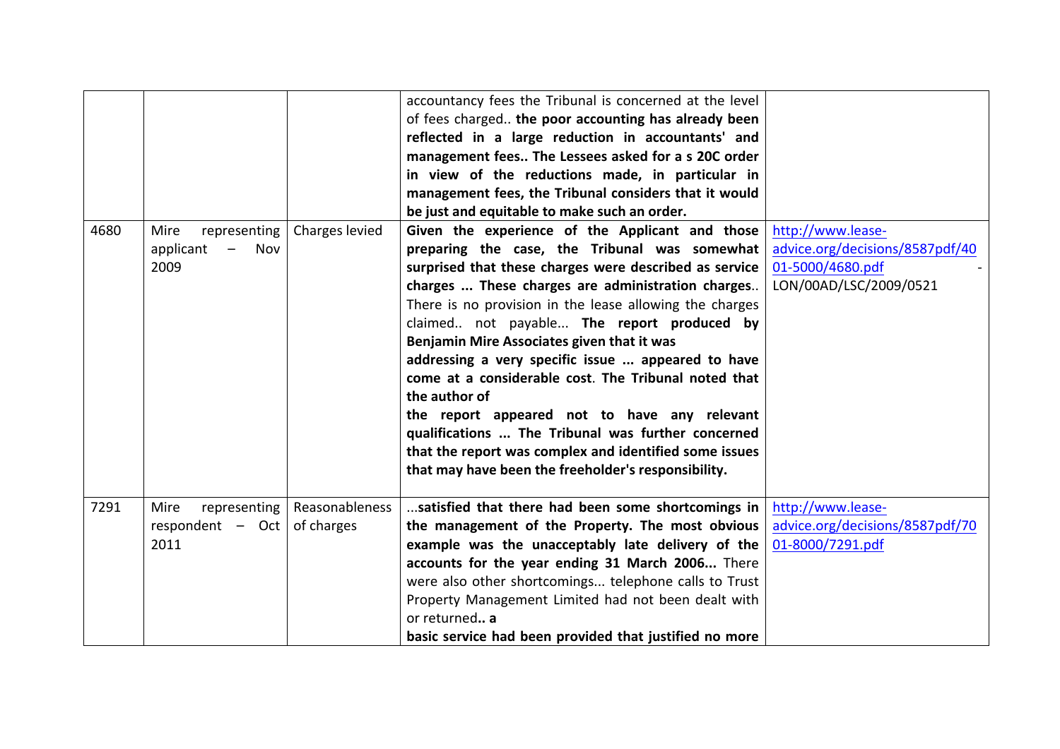| | | | | |
|---|---|---|---|---|
| | | | accountancy fees the Tribunal is concerned at the level of fees charged.. **the poor accounting has already been reflected in a large reduction in accountants' and management fees.. The Lessees asked for a s 20C order in view of the reductions made, in particular in management fees, the Tribunal considers that it would be just and equitable to make such an order.** | |
| 4680 | Mire representing applicant – Nov 2009 | Charges levied | **Given the experience of the Applicant and those preparing the case, the Tribunal was somewhat surprised that these charges were described as service charges ... These charges are administration charges**.. There is no provision in the lease allowing the charges claimed.. not payable... **The report produced by Benjamin Mire Associates given that it was addressing a very specific issue ... appeared to have come at a considerable cost**. **The Tribunal noted that the author of the report appeared not to have any relevant qualifications ... The Tribunal was further concerned that the report was complex and identified some issues that may have been the freeholder's responsibility.** | http://www.lease-advice.org/decisions/8587pdf/4001-5000/4680.pdf - LON/00AD/LSC/2009/0521 |
| 7291 | Mire representing respondent – Oct 2011 | Reasonableness of charges | ...**satisfied that there had been some shortcomings in the management of the Property. The most obvious example was the unacceptably late delivery of the accounts for the year ending 31 March 2006...** There were also other shortcomings... telephone calls to Trust Property Management Limited had not been dealt with or returned**.. a basic service had been provided that justified no more** | http://www.lease-advice.org/decisions/8587pdf/7001-8000/7291.pdf |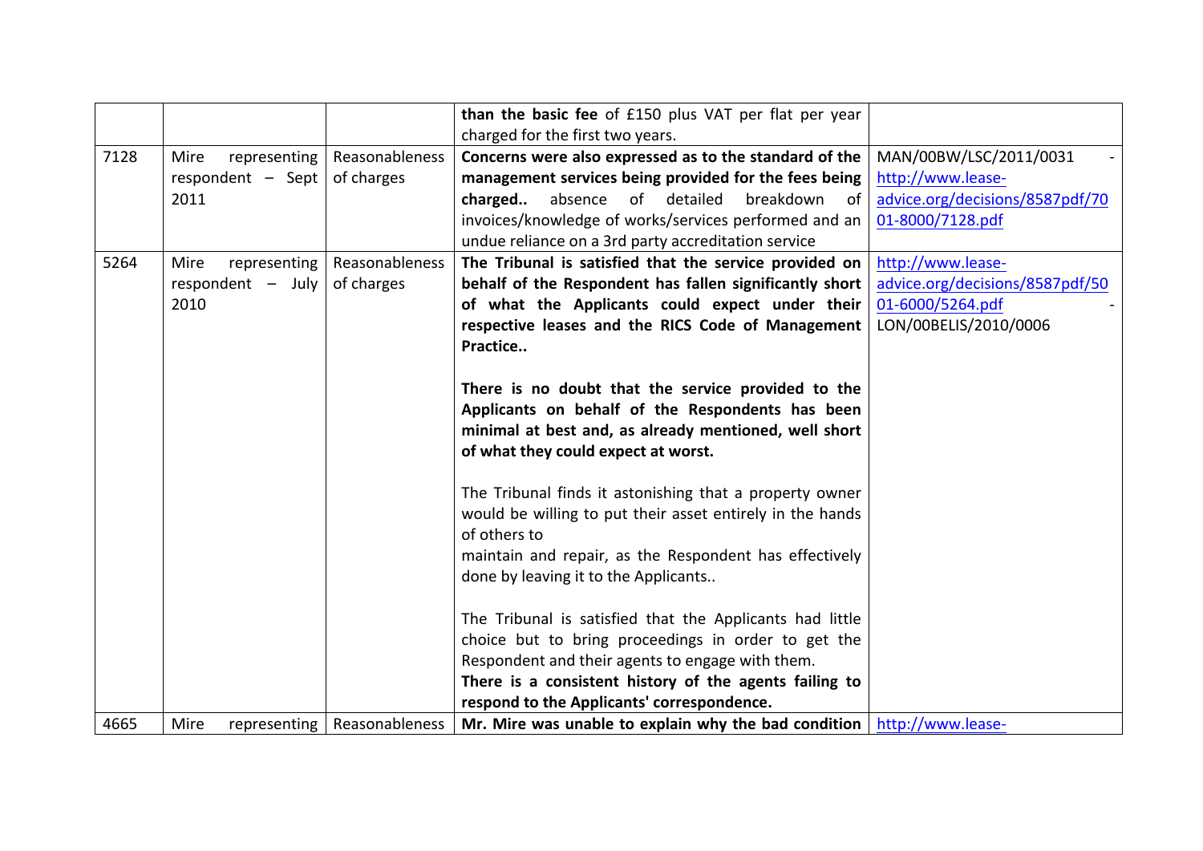| | | | | |
|---|---|---|---|---|
| | | | **than the basic fee** of £150 plus VAT per flat per year charged for the first two years. | |
| 7128 | Mire representing respondent – Sept 2011 | Reasonableness of charges | **Concerns were also expressed as to the standard of the management services being provided for the fees being charged..** absence of detailed breakdown of invoices/knowledge of works/services performed and an undue reliance on a 3rd party accreditation service | MAN/00BW/LSC/2011/0031 - http://www.lease-advice.org/decisions/8587pdf/7001-8000/7128.pdf |
| 5264 | Mire representing respondent – July 2010 | Reasonableness of charges | **The Tribunal is satisfied that the service provided on behalf of the Respondent has fallen significantly short of what the Applicants could expect under their respective leases and the RICS Code of Management Practice..**<br><br>**There is no doubt that the service provided to the Applicants on behalf of the Respondents has been minimal at best and, as already mentioned, well short of what they could expect at worst.**<br><br>The Tribunal finds it astonishing that a property owner would be willing to put their asset entirely in the hands of others to<br>maintain and repair, as the Respondent has effectively done by leaving it to the Applicants..<br><br>The Tribunal is satisfied that the Applicants had little choice but to bring proceedings in order to get the Respondent and their agents to engage with them.<br>**There is a consistent history of the agents failing to respond to the Applicants' correspondence.** | http://www.lease-advice.org/decisions/8587pdf/5001-6000/5264.pdf - LON/00BELIS/2010/0006 |
| 4665 | Mire representing | Reasonableness | **Mr. Mire was unable to explain why the bad condition** | http://www.lease- |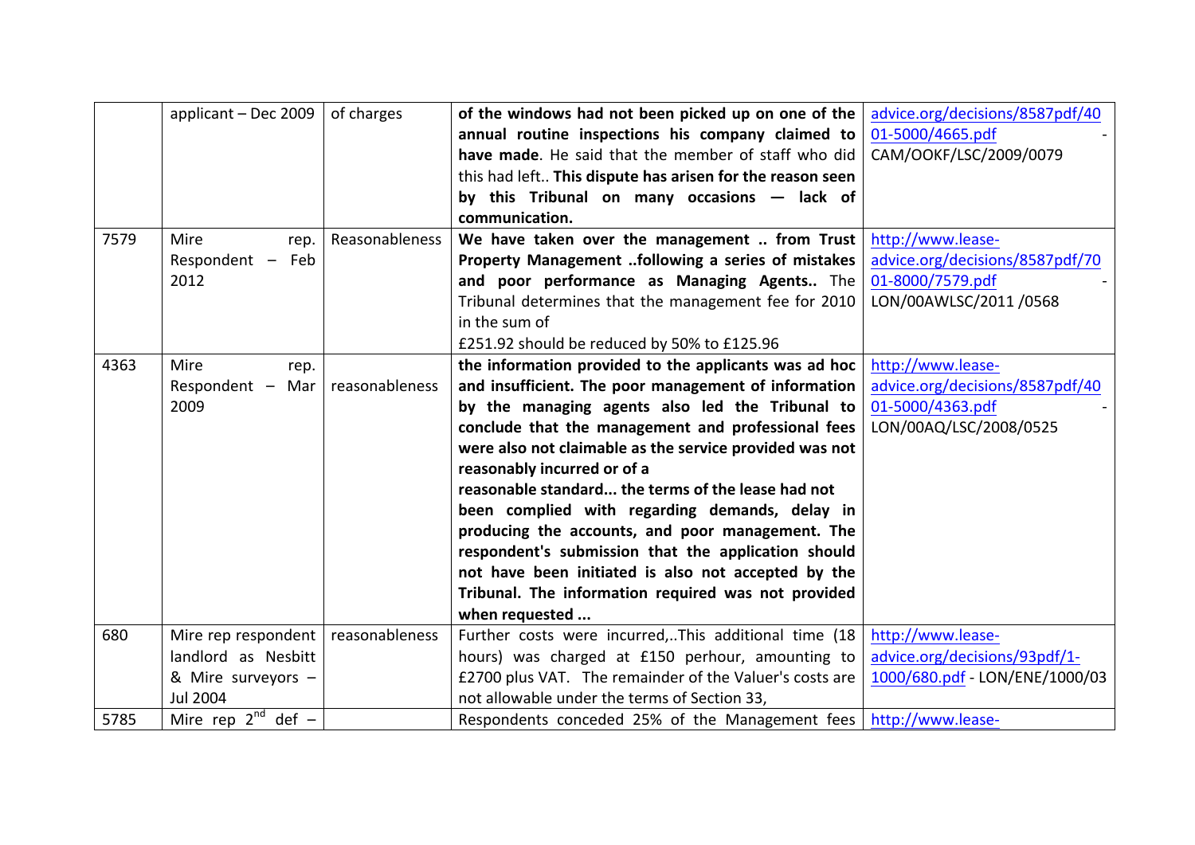| | | | | |
|---|---|---|---|---|
| | applicant – Dec 2009 | of charges | **of the windows had not been picked up on one of the annual routine inspections his company claimed to have made**. He said that the member of staff who did this had left.. **This dispute has arisen for the reason seen by this Tribunal on many occasions — lack of communication.** | advice.org/decisions/8587pdf/4001-5000/4665.pdf - CAM/OOKF/LSC/2009/0079 |
| 7579 | Mire rep. Respondent – Feb 2012 | Reasonableness | **We have taken over the management .. from Trust Property Management ..following a series of mistakes and poor performance as Managing Agents..** The Tribunal determines that the management fee for 2010 in the sum of £251.92 should be reduced by 50% to £125.96 | http://www.lease-advice.org/decisions/8587pdf/7001-8000/7579.pdf - LON/00AWLSC/2011 /0568 |
| 4363 | Mire rep. Respondent – Mar 2009 | reasonableness | **the information provided to the applicants was ad hoc and insufficient. The poor management of information by the managing agents also led the Tribunal to conclude that the management and professional fees were also not claimable as the service provided was not reasonably incurred or of a reasonable standard... the terms of the lease had not been complied with regarding demands, delay in producing the accounts, and poor management. The respondent's submission that the application should not have been initiated is also not accepted by the Tribunal. The information required was not provided when requested ...** | http://www.lease-advice.org/decisions/8587pdf/4001-5000/4363.pdf - LON/00AQ/LSC/2008/0525 |
| 680 | Mire rep respondent landlord as Nesbitt & Mire surveyors – Jul 2004 | reasonableness | Further costs were incurred,..This additional time (18 hours) was charged at £150 perhour, amounting to £2700 plus VAT. The remainder of the Valuer's costs are not allowable under the terms of Section 33, | http://www.lease-advice.org/decisions/93pdf/1-1000/680.pdf - LON/ENE/1000/03 |
| 5785 | Mire rep 2nd def – | | Respondents conceded 25% of the Management fees | http://www.lease- |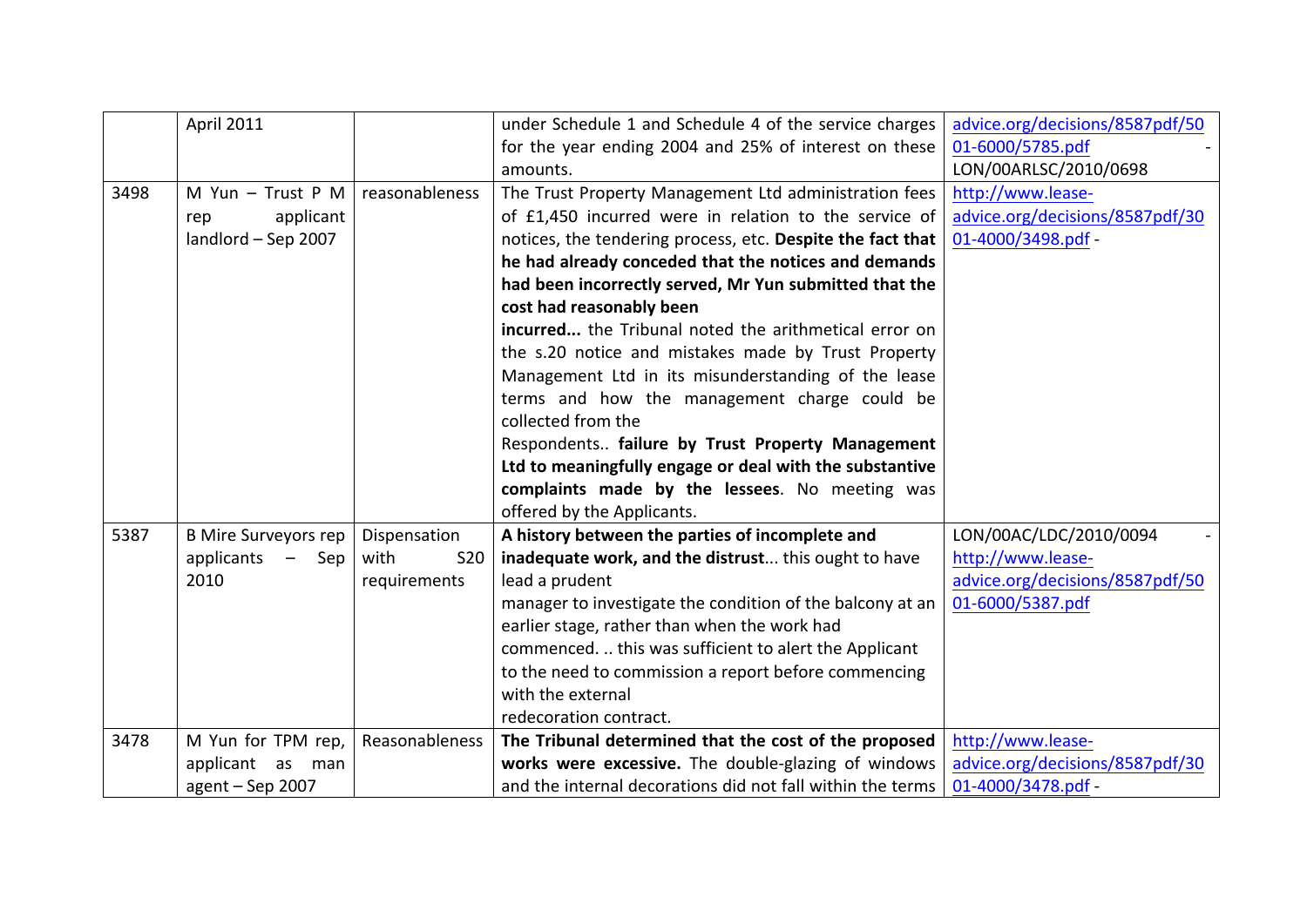|  | April 2011 |  | under Schedule 1 and Schedule 4 of the service charges for the year ending 2004 and 25% of interest on these amounts. | advice.org/decisions/8587pdf/5001-6000/5785.pdf - LON/00ARLSC/2010/0698 |
|---|---|---|---|---|
| 3498 | M Yun – Trust P M rep applicant landlord – Sep 2007 | reasonableness | The Trust Property Management Ltd administration fees of £1,450 incurred were in relation to the service of notices, the tendering process, etc. **Despite the fact that he had already conceded that the notices and demands had been incorrectly served, Mr Yun submitted that the cost had reasonably been incurred...** the Tribunal noted the arithmetical error on the s.20 notice and mistakes made by Trust Property Management Ltd in its misunderstanding of the lease terms and how the management charge could be collected from the Respondents.. **failure by Trust Property Management Ltd to meaningfully engage or deal with the substantive complaints made by the lessees**. No meeting was offered by the Applicants. | http://www.lease-advice.org/decisions/8587pdf/3001-4000/3498.pdf - |
| 5387 | B Mire Surveyors rep applicants – Sep 2010 | Dispensation with S20 requirements | **A history between the parties of incomplete and inadequate work, and the distrust**... this ought to have lead a prudent manager to investigate the condition of the balcony at an earlier stage, rather than when the work had commenced. .. this was sufficient to alert the Applicant to the need to commission a report before commencing with the external redecoration contract. | LON/00AC/LDC/2010/0094 - http://www.lease-advice.org/decisions/8587pdf/5001-6000/5387.pdf |
| 3478 | M Yun for TPM rep, applicant as man agent – Sep 2007 | Reasonableness | **The Tribunal determined that the cost of the proposed works were excessive.** The double-glazing of windows and the internal decorations did not fall within the terms | http://www.lease-advice.org/decisions/8587pdf/3001-4000/3478.pdf - |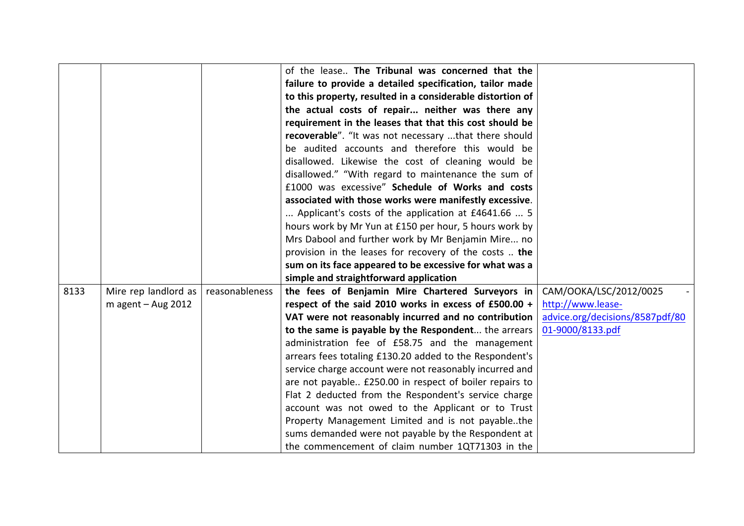| | | | | |
|---|---|---|---|---|
| | | | of the lease.. **The Tribunal was concerned that the failure to provide a detailed specification, tailor made to this property, resulted in a considerable distortion of the actual costs of repair... neither was there any requirement in the leases that that this cost should be recoverable**". "It was not necessary ...that there should be audited accounts and therefore this would be disallowed. Likewise the cost of cleaning would be disallowed." "With regard to maintenance the sum of £1000 was excessive" **Schedule of Works and costs associated with those works were manifestly excessive**. ... Applicant's costs of the application at £4641.66 ... 5 hours work by Mr Yun at £150 per hour, 5 hours work by Mrs Dabool and further work by Mr Benjamin Mire... no provision in the leases for recovery of the costs .. **the sum on its face appeared to be excessive for what was a simple and straightforward application** | |
| 8133 | Mire rep landlord as m agent – Aug 2012 | reasonableness | **the fees of Benjamin Mire Chartered Surveyors in respect of the said 2010 works in excess of £500.00 + VAT were not reasonably incurred and no contribution to the same is payable by the Respondent**... the arrears administration fee of £58.75 and the management arrears fees totaling £130.20 added to the Respondent's service charge account were not reasonably incurred and are not payable.. £250.00 in respect of boiler repairs to Flat 2 deducted from the Respondent's service charge account was not owed to the Applicant or to Trust Property Management Limited and is not payable..the sums demanded were not payable by the Respondent at the commencement of claim number 1QT71303 in the | CAM/OOKA/LSC/2012/0025 - http://www.lease-advice.org/decisions/8587pdf/8001-9000/8133.pdf |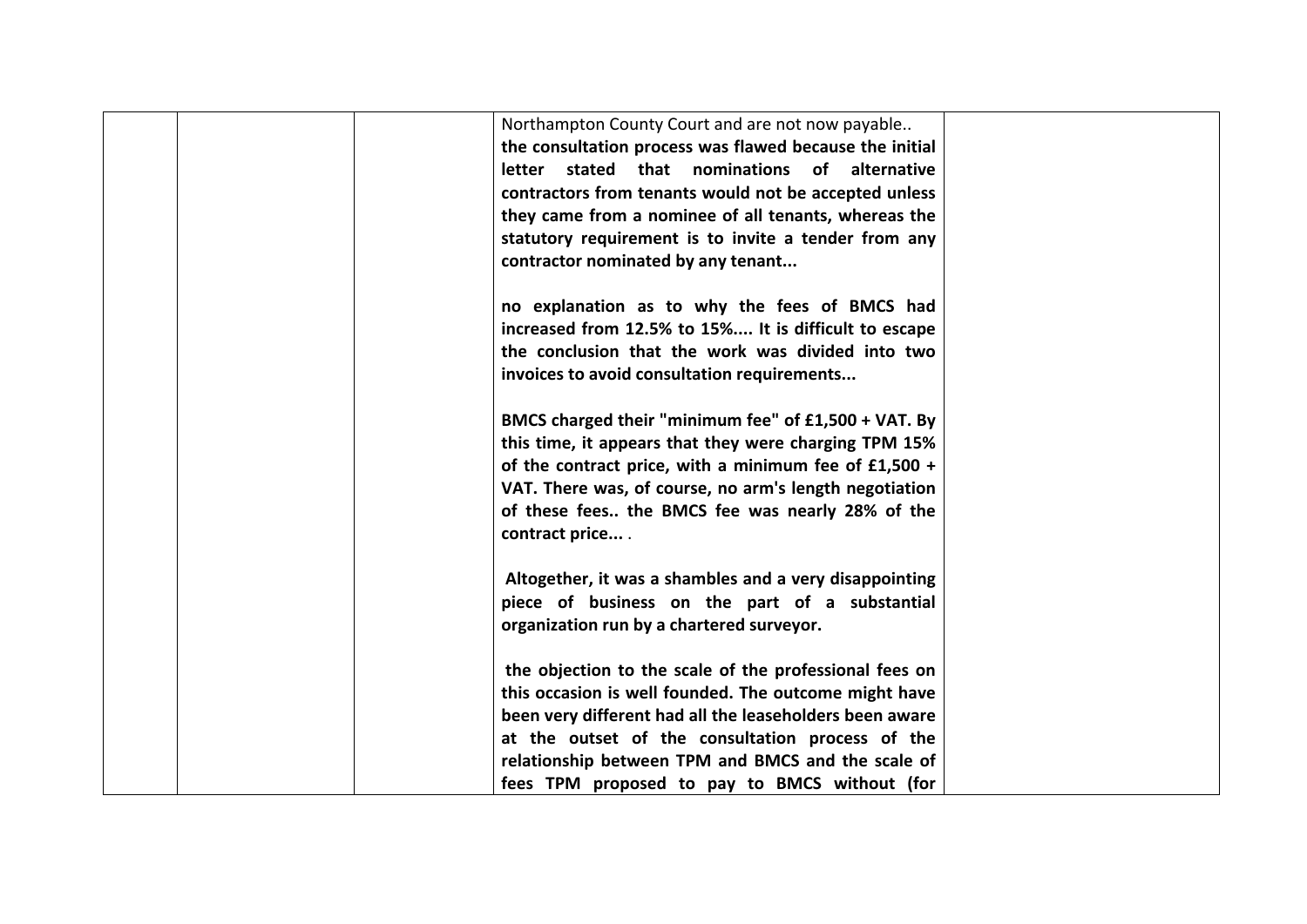|  |  |  | Northampton County Court and are not now payable..<br>**the consultation process was flawed because the initial letter stated that nominations of alternative contractors from tenants would not be accepted unless they came from a nominee of all tenants, whereas the statutory requirement is to invite a tender from any contractor nominated by any tenant...**<br><br>**no explanation as to why the fees of BMCS had increased from 12.5% to 15%.... It is difficult to escape the conclusion that the work was divided into two invoices to avoid consultation requirements...**<br><br>**BMCS charged their "minimum fee" of £1,500 + VAT. By this time, it appears that they were charging TPM 15% of the contract price, with a minimum fee of £1,500 + VAT. There was, of course, no arm's length negotiation of these fees.. the BMCS fee was nearly 28% of the contract price...** .<br><br>**Altogether, it was a shambles and a very disappointing piece of business on the part of a substantial organization run by a chartered surveyor.**<br><br>**the objection to the scale of the professional fees on this occasion is well founded. The outcome might have been very different had all the leaseholders been aware at the outset of the consultation process of the relationship between TPM and BMCS and the scale of fees TPM proposed to pay to BMCS without (for** |  |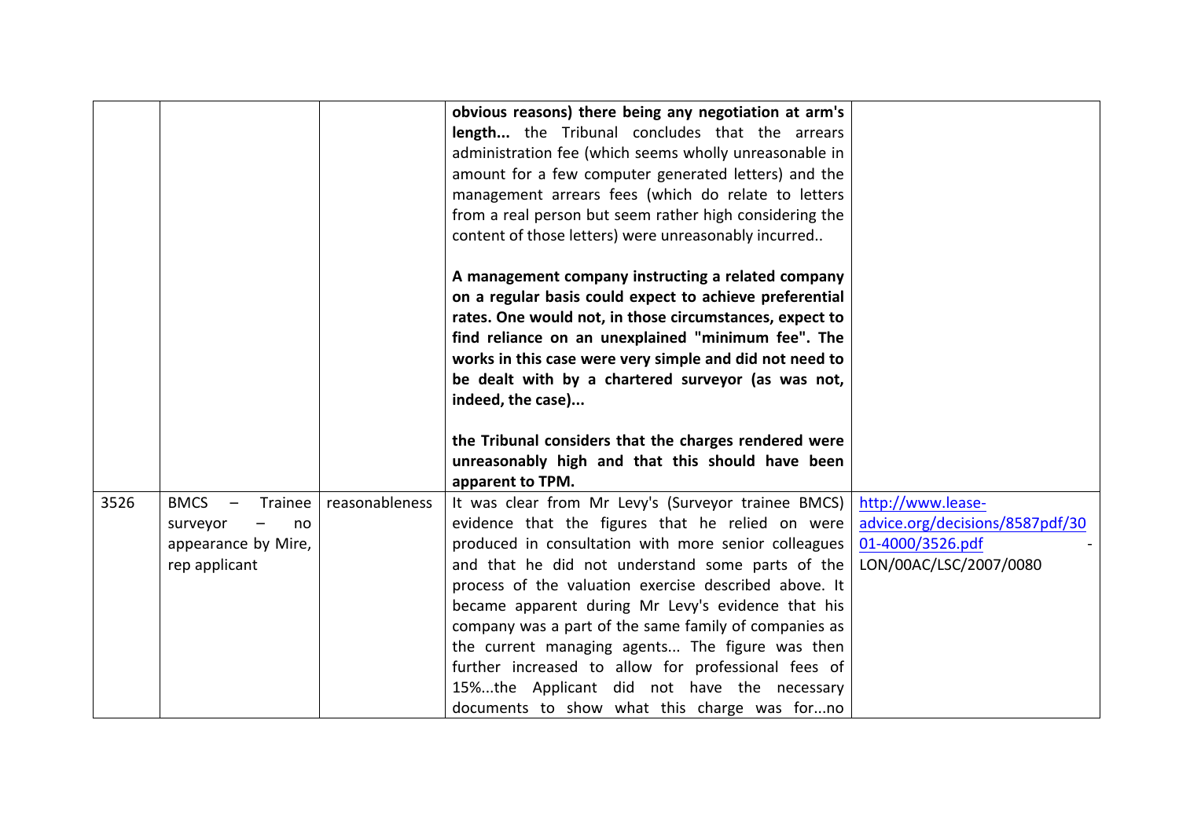| | | | | |
|---|---|---|---|---|
| | | | **obvious reasons) there being any negotiation at arm's length...** the Tribunal concludes that the arrears administration fee (which seems wholly unreasonable in amount for a few computer generated letters) and the management arrears fees (which do relate to letters from a real person but seem rather high considering the content of those letters) were unreasonably incurred..<br><br>**A management company instructing a related company on a regular basis could expect to achieve preferential rates. One would not, in those circumstances, expect to find reliance on an unexplained "minimum fee". The works in this case were very simple and did not need to be dealt with by a chartered surveyor (as was not, indeed, the case)...**<br><br>**the Tribunal considers that the charges rendered were unreasonably high and that this should have been apparent to TPM.** | |
| 3526 | BMCS – Trainee surveyor – no appearance by Mire, rep applicant | reasonableness | It was clear from Mr Levy's (Surveyor trainee BMCS) evidence that the figures that he relied on were produced in consultation with more senior colleagues and that he did not understand some parts of the process of the valuation exercise described above. It became apparent during Mr Levy's evidence that his company was a part of the same family of companies as the current managing agents... The figure was then further increased to allow for professional fees of 15%...the Applicant did not have the necessary documents to show what this charge was for...no | http://www.lease-advice.org/decisions/8587pdf/3001-4000/3526.pdf - LON/00AC/LSC/2007/0080 |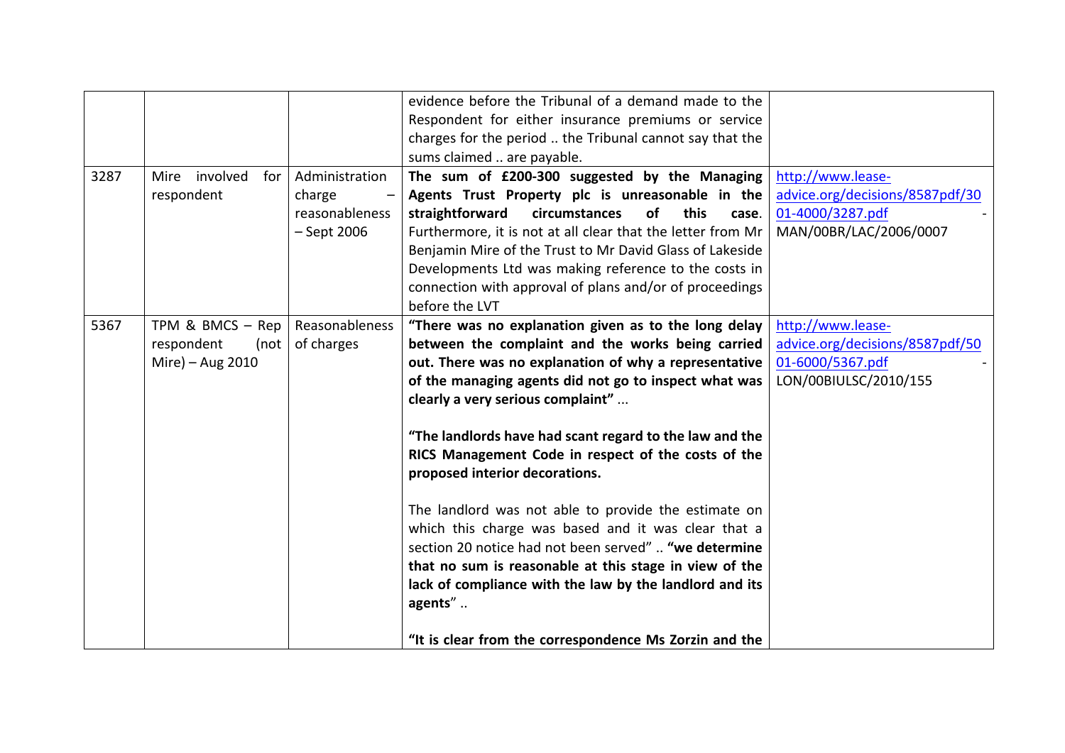| | | | | |
|---|---|---|---|---|
| | | | evidence before the Tribunal of a demand made to the Respondent for either insurance premiums or service charges for the period .. the Tribunal cannot say that the sums claimed .. are payable. | |
| 3287 | Mire involved for respondent | Administration charge – reasonableness – Sept 2006 | **The sum of £200-300 suggested by the Managing Agents Trust Property plc is unreasonable in the straightforward circumstances of this case.** Furthermore, it is not at all clear that the letter from Mr Benjamin Mire of the Trust to Mr David Glass of Lakeside Developments Ltd was making reference to the costs in connection with approval of plans and/or of proceedings before the LVT | http://www.lease-advice.org/decisions/8587pdf/3001-4000/3287.pdf - MAN/00BR/LAC/2006/0007 |
| 5367 | TPM & BMCS – Rep respondent (not Mire) – Aug 2010 | Reasonableness of charges | **"There was no explanation given as to the long delay between the complaint and the works being carried out. There was no explanation of why a representative of the managing agents did not go to inspect what was clearly a very serious complaint"** ...<br><br>**"The landlords have had scant regard to the law and the RICS Management Code in respect of the costs of the proposed interior decorations.**<br><br>The landlord was not able to provide the estimate on which this charge was based and it was clear that a section 20 notice had not been served" .. **"we determine that no sum is reasonable at this stage in view of the lack of compliance with the law by the landlord and its agents**" ..<br><br>**"It is clear from the correspondence Ms Zorzin and the** | http://www.lease-advice.org/decisions/8587pdf/5001-6000/5367.pdf - LON/00BIULSC/2010/155 |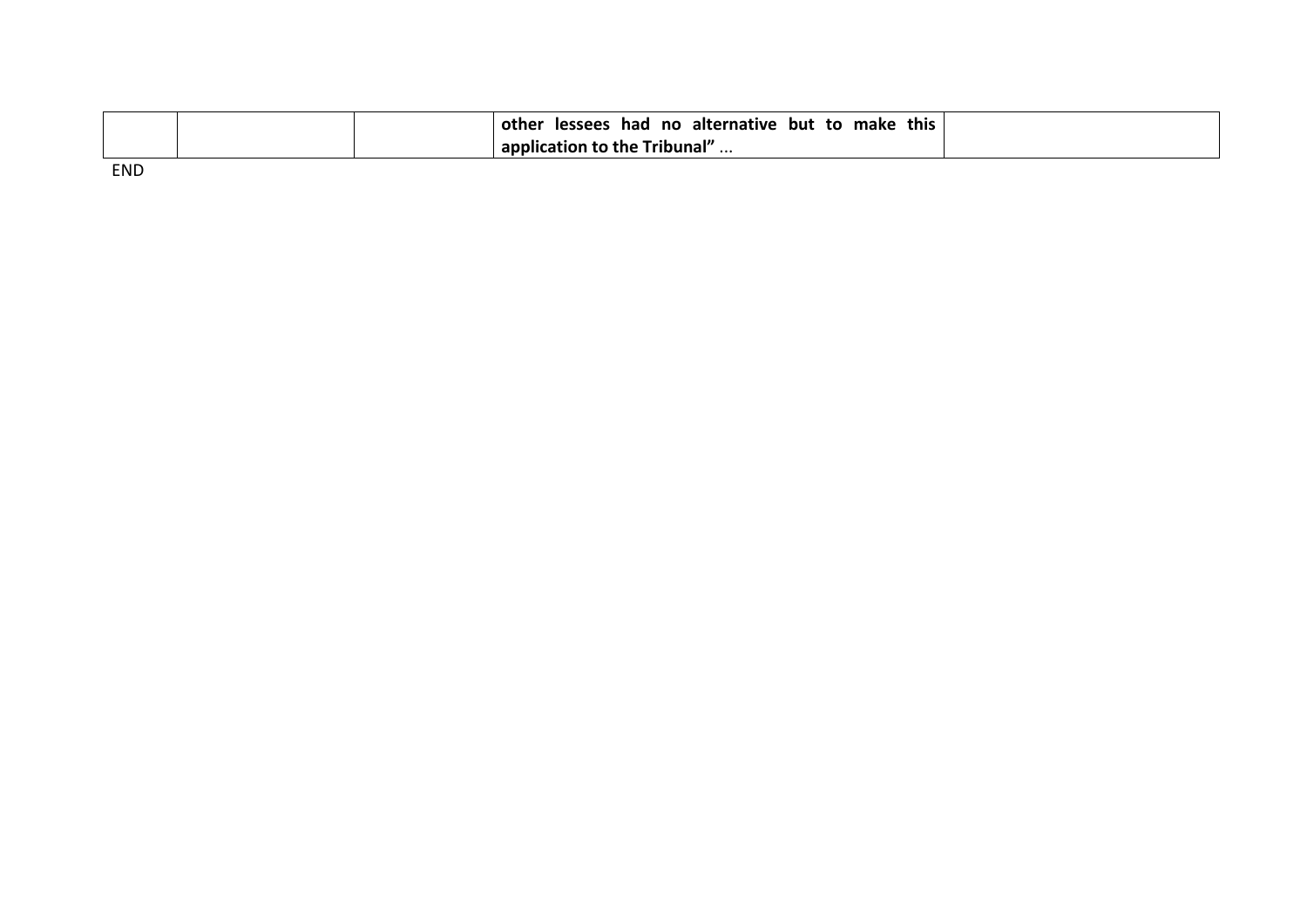| | | | | |
|---|---|---|---|---|
| | | | **other lessees had no alternative but to make this application to the Tribunal”** … | |

END